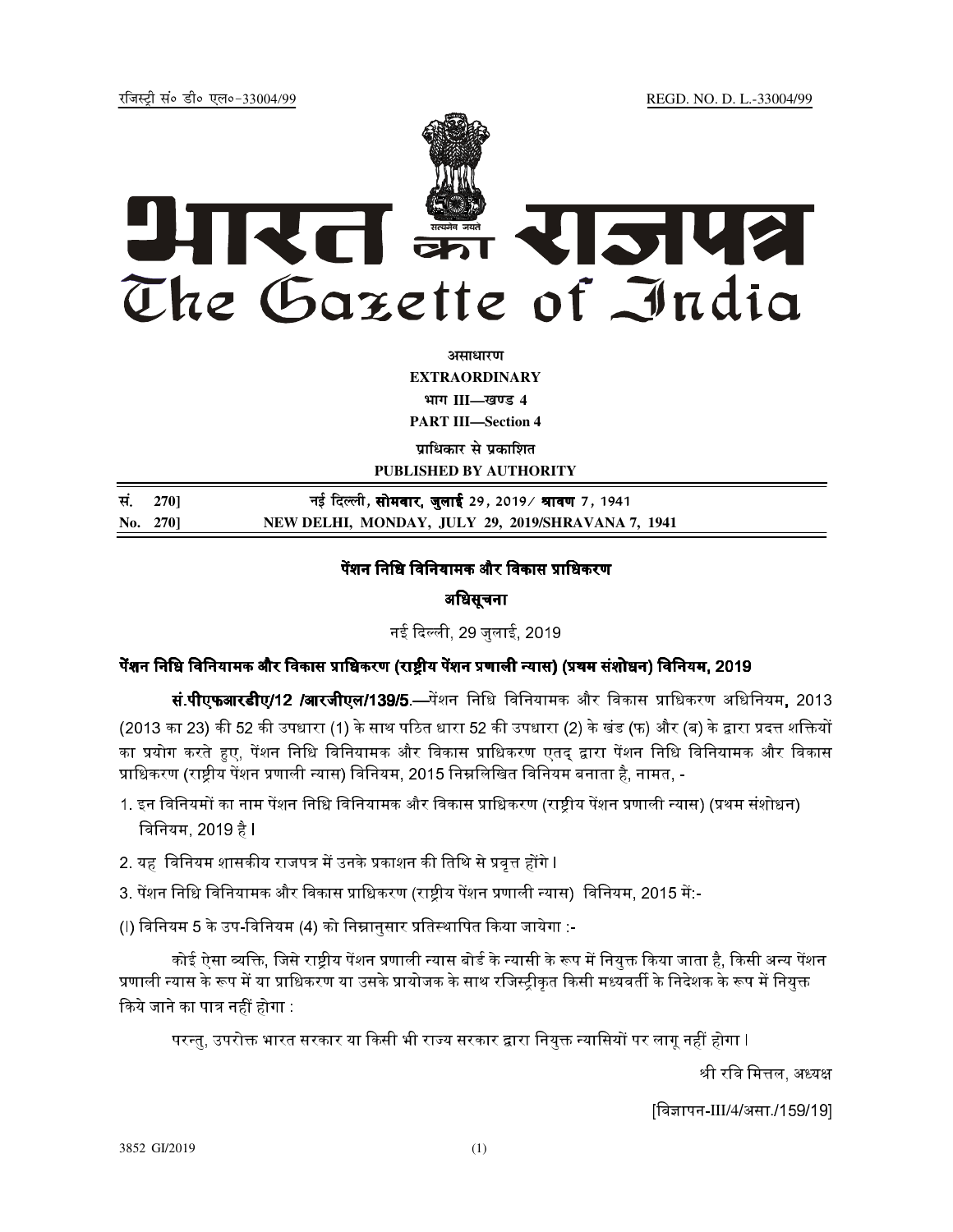रजिस्ट्री सं० डी० एल०-33004/99 REGD. NO. D. L.-33004/99

# भारत का राजपत्र
# The Gazette of India

असाधारण
**EXTRAORDINARY**
भाग III—खण्ड 4
**PART III—Section 4**
प्राधिकार से प्रकाशित
**PUBLISHED BY AUTHORITY**

| | |
|---|---|
| सं. 270] | नई दिल्ली, सोमवार, जुलाई 29, 2019/ श्रावण 7, 1941 |
| No. 270] | NEW DELHI, MONDAY, JULY 29, 2019/SHRAVANA 7, 1941 |

## पेंशन निधि विनियामक और विकास प्राधिकरण

### अधिसूचना

नई दिल्ली, 29 जुलाई, 2019

### पेंशन निधि विनियामक और विकास प्राधिकरण (राष्ट्रीय पेंशन प्रणाली न्यास) (प्रथम संशोधन) विनियम, 2019

**सं.पीएफआरडीए/12 /आरजीएल/139/5.**—पेंशन निधि विनियामक और विकास प्राधिकरण अधिनियम, 2013 (2013 का 23) की 52 की उपधारा (1) के साथ पठित धारा 52 की उपधारा (2) के खंड (फ) और (ब) के द्वारा प्रदत्त शक्तियों का प्रयोग करते हुए, पेंशन निधि विनियामक और विकास प्राधिकरण एतद् द्वारा पेंशन निधि विनियामक और विकास प्राधिकरण (राष्ट्रीय पेंशन प्रणाली न्यास) विनियम, 2015 निम्नलिखित विनियम बनाता है, नामत, -

1. इन विनियमों का नाम पेंशन निधि विनियामक और विकास प्राधिकरण (राष्ट्रीय पेंशन प्रणाली न्यास) (प्रथम संशोधन) विनियम, 2019 है।
2. यह विनियम शासकीय राजपत्र में उनके प्रकाशन की तिथि से प्रवृत्त होंगे।
3. पेंशन निधि विनियामक और विकास प्राधिकरण (राष्ट्रीय पेंशन प्रणाली न्यास) विनियम, 2015 में:-

(I) विनियम 5 के उप-विनियम (4) को निम्नानुसार प्रतिस्थापित किया जायेगा :-

कोई ऐसा व्यक्ति, जिसे राष्ट्रीय पेंशन प्रणाली न्यास बोर्ड के न्यासी के रूप में नियुक्त किया जाता है, किसी अन्य पेंशन प्रणाली न्यास के रूप में या प्राधिकरण या उसके प्रायोजक के साथ रजिस्ट्रीकृत किसी मध्यवर्ती के निदेशक के रूप में नियुक्त किये जाने का पात्र नहीं होगा :

परन्तु, उपरोक्त भारत सरकार या किसी भी राज्य सरकार द्वारा नियुक्त न्यासियों पर लागू नहीं होगा।

श्री रवि मित्तल, अध्यक्ष

[विज्ञापन-III/4/असा./159/19]

3852 GI/2019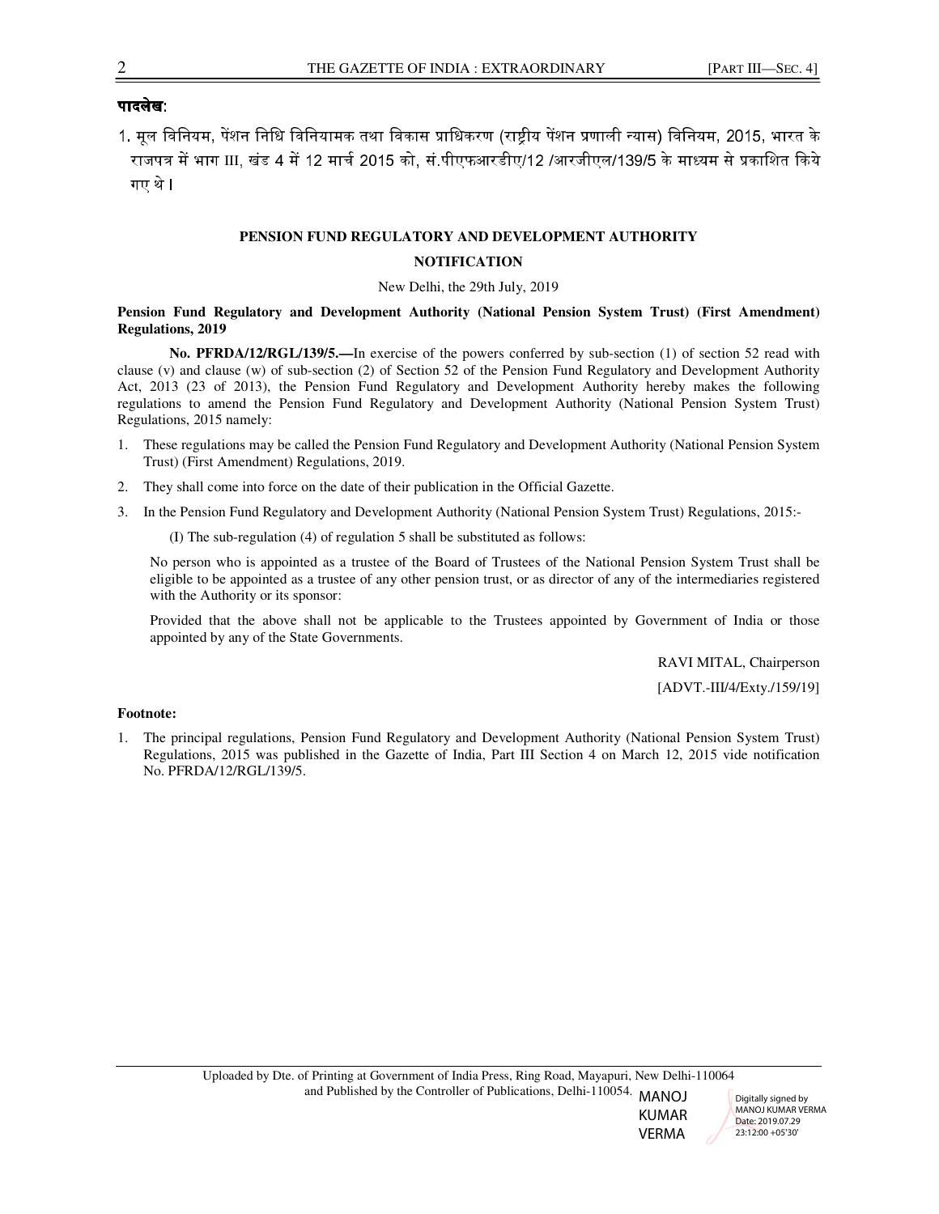**पादलेख**:

1. मूल विनियम, पेंशन निधि विनियामक तथा विकास प्राधिकरण (राष्ट्रीय पेंशन प्रणाली न्यास) विनियम, 2015, भारत के राजपत्र में भाग III, खंड 4 में 12 मार्च 2015 को, सं.पीएफआरडीए/12 /आरजीएल/139/5 के माध्यम से प्रकाशित किये गए थे।

## PENSION FUND REGULATORY AND DEVELOPMENT AUTHORITY

## NOTIFICATION

New Delhi, the 29th July, 2019

**Pension Fund Regulatory and Development Authority (National Pension System Trust) (First Amendment) Regulations, 2019**

**No. PFRDA/12/RGL/139/5.—**In exercise of the powers conferred by sub-section (1) of section 52 read with clause (v) and clause (w) of sub-section (2) of Section 52 of the Pension Fund Regulatory and Development Authority Act, 2013 (23 of 2013), the Pension Fund Regulatory and Development Authority hereby makes the following regulations to amend the Pension Fund Regulatory and Development Authority (National Pension System Trust) Regulations, 2015 namely:

1. These regulations may be called the Pension Fund Regulatory and Development Authority (National Pension System Trust) (First Amendment) Regulations, 2019.
2. They shall come into force on the date of their publication in the Official Gazette.
3. In the Pension Fund Regulatory and Development Authority (National Pension System Trust) Regulations, 2015:-

   (I) The sub-regulation (4) of regulation 5 shall be substituted as follows:

   No person who is appointed as a trustee of the Board of Trustees of the National Pension System Trust shall be eligible to be appointed as a trustee of any other pension trust, or as director of any of the intermediaries registered with the Authority or its sponsor:

   Provided that the above shall not be applicable to the Trustees appointed by Government of India or those appointed by any of the State Governments.

RAVI MITAL, Chairperson

[ADVT.-III/4/Exty./159/19]

**Footnote:**

1. The principal regulations, Pension Fund Regulatory and Development Authority (National Pension System Trust) Regulations, 2015 was published in the Gazette of India, Part III Section 4 on March 12, 2015 vide notification No. PFRDA/12/RGL/139/5.